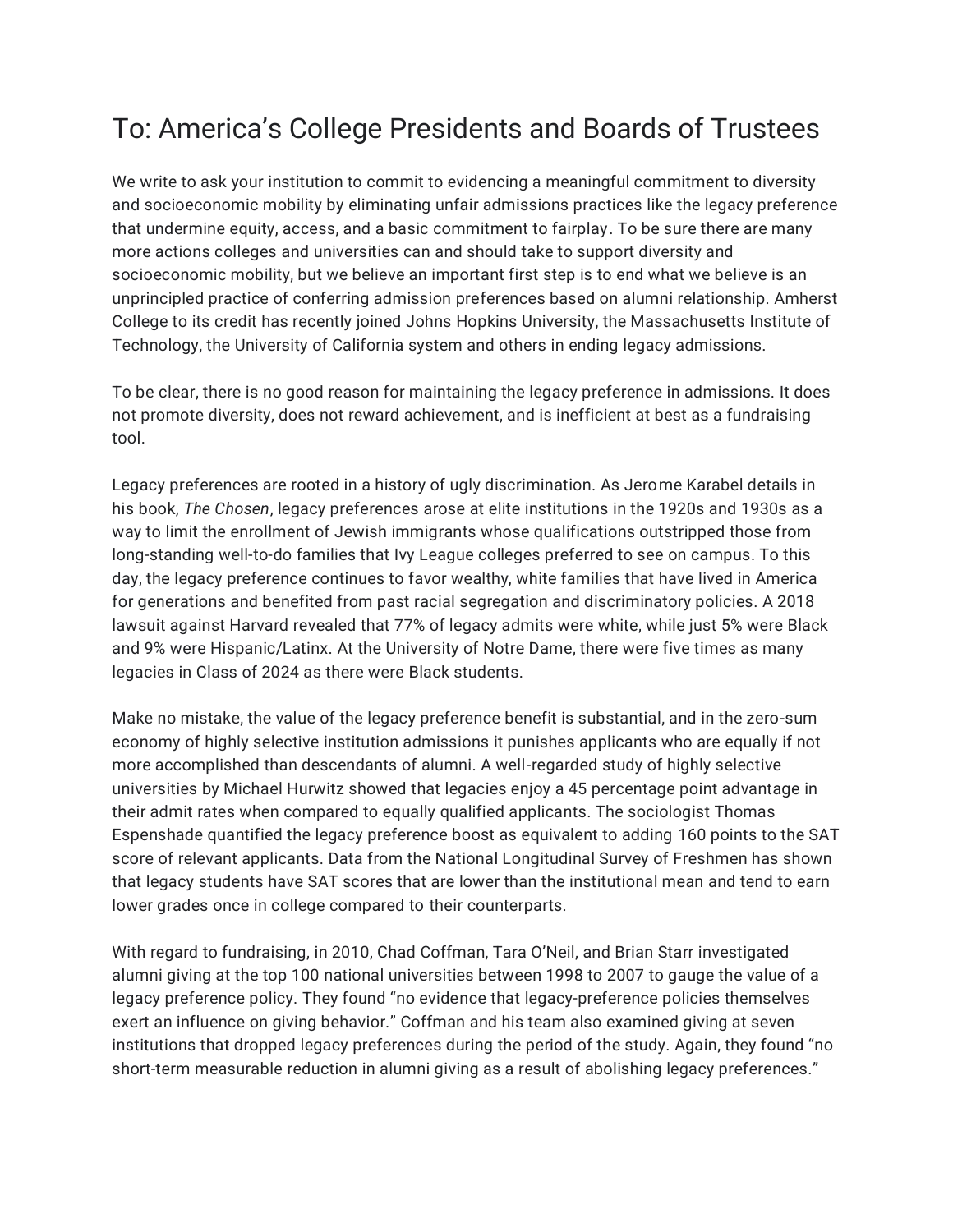# To: America's College Presidents and Boards of Trustees

We write to ask your institution to commit to evidencing a meaningful commitment to diversity and socioeconomic mobility by eliminating unfair admissions practices like the legacy preference that undermine equity, access, and a basic commitment to fairplay. To be sure there are many more actions colleges and universities can and should take to support diversity and socioeconomic mobility, but we believe an important first step is to end what we believe is an unprincipled practice of conferring admission preferences based on alumni relationship. Amherst College to its credit has recently joined Johns Hopkins University, the Massachusetts Institute of Technology, the University of California system and others in ending legacy admissions.

To be clear, there is no good reason for maintaining the legacy preference in admissions. It does not promote diversity, does not reward achievement, and is inefficient at best as a fundraising tool.

Legacy preferences are rooted in a history of ugly discrimination. As Jerome Karabel details in his book, *The Chosen*, legacy preferences arose at elite institutions in the 1920s and 1930s as a way to limit the enrollment of Jewish immigrants whose qualifications outstripped those from long-standing well-to-do families that Ivy League colleges preferred to see on campus. To this day, the legacy preference continues to favor wealthy, white families that have lived in America for generations and benefited from past racial segregation and discriminatory policies. A 2018 lawsuit against Harvard revealed that 77% of legacy admits were white, while just 5% were Black and 9% were Hispanic/Latinx. At the University of Notre Dame, there were five times as many legacies in Class of 2024 as there were Black students.

Make no mistake, the value of the legacy preference benefit is substantial, and in the zero-sum economy of highly selective institution admissions it punishes applicants who are equally if not more accomplished than descendants of alumni. A well-regarded study of highly selective universities by Michael Hurwitz showed that legacies enjoy a 45 percentage point advantage in their admit rates when compared to equally qualified applicants. The sociologist Thomas Espenshade quantified the legacy preference boost as equivalent to adding 160 points to the SAT score of relevant applicants. Data from the National Longitudinal Survey of Freshmen has shown that legacy students have SAT scores that are lower than the institutional mean and tend to earn lower grades once in college compared to their counterparts.

With regard to fundraising, in 2010, Chad Coffman, Tara O'Neil, and Brian Starr investigated alumni giving at the top 100 national universities between 1998 to 2007 to gauge the value of a legacy preference policy. They found "no evidence that legacy-preference policies themselves exert an influence on giving behavior." Coffman and his team also examined giving at seven institutions that dropped legacy preferences during the period of the study. Again, they found "no short-term measurable reduction in alumni giving as a result of abolishing legacy preferences."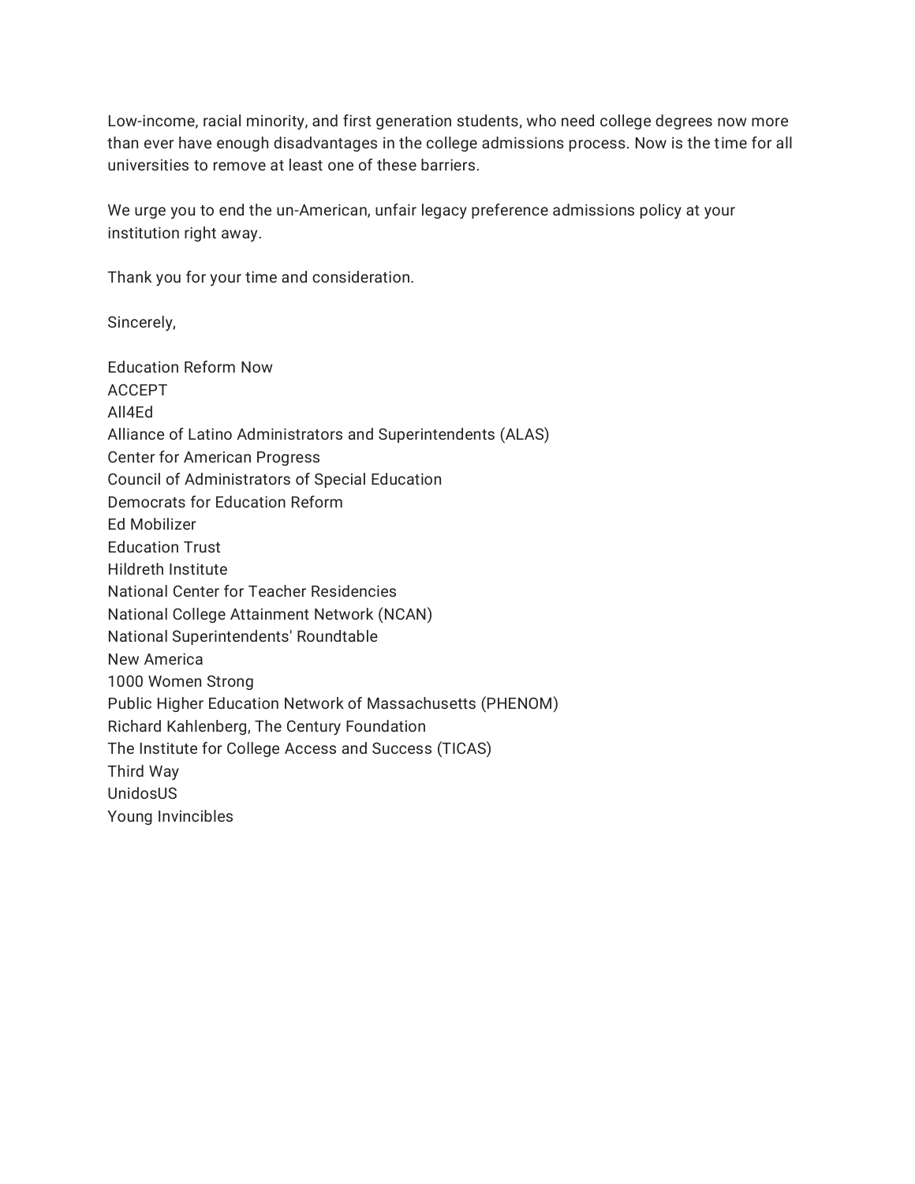Low-income, racial minority, and first generation students, who need college degrees now more than ever have enough disadvantages in the college admissions process. Now is the time for all universities to remove at least one of these barriers.

We urge you to end the un-American, unfair legacy preference admissions policy at your institution right away.

Thank you for your time and consideration.

Sincerely,

Education Reform Now
ACCEPT
All4Ed
Alliance of Latino Administrators and Superintendents (ALAS)
Center for American Progress
Council of Administrators of Special Education
Democrats for Education Reform
Ed Mobilizer
Education Trust
Hildreth Institute
National Center for Teacher Residencies
National College Attainment Network (NCAN)
National Superintendents' Roundtable
New America
1000 Women Strong
Public Higher Education Network of Massachusetts (PHENOM)
Richard Kahlenberg, The Century Foundation
The Institute for College Access and Success (TICAS)
Third Way
UnidosUS
Young Invincibles